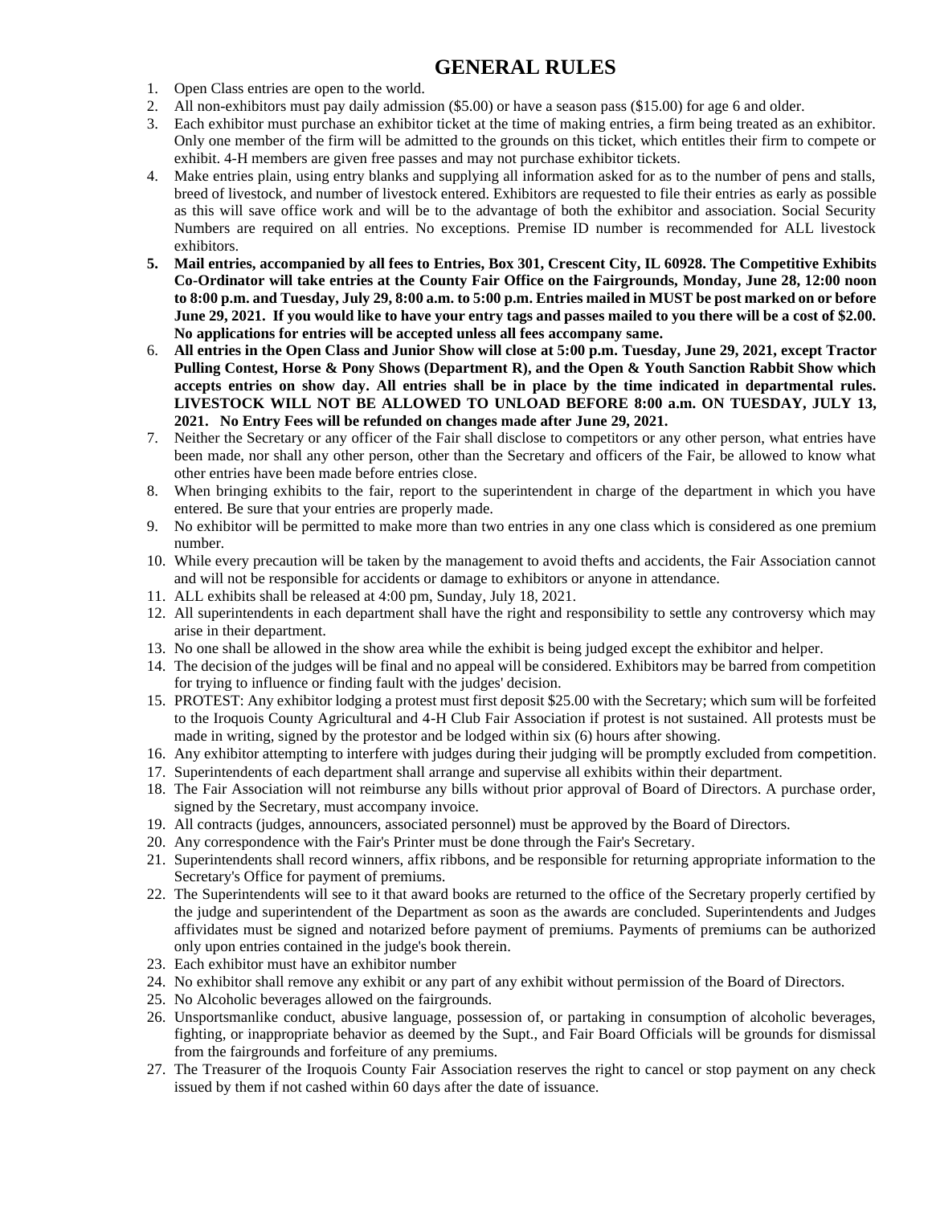# GENERAL RULES

1. Open Class entries are open to the world.
2. All non-exhibitors must pay daily admission ($5.00) or have a season pass ($15.00) for age 6 and older.
3. Each exhibitor must purchase an exhibitor ticket at the time of making entries, a firm being treated as an exhibitor. Only one member of the firm will be admitted to the grounds on this ticket, which entitles their firm to compete or exhibit. 4-H members are given free passes and may not purchase exhibitor tickets.
4. Make entries plain, using entry blanks and supplying all information asked for as to the number of pens and stalls, breed of livestock, and number of livestock entered. Exhibitors are requested to file their entries as early as possible as this will save office work and will be to the advantage of both the exhibitor and association. Social Security Numbers are required on all entries. No exceptions. Premise ID number is recommended for ALL livestock exhibitors.
5. **Mail entries, accompanied by all fees to Entries, Box 301, Crescent City, IL 60928. The Competitive Exhibits Co-Ordinator will take entries at the County Fair Office on the Fairgrounds, Monday, June 28, 12:00 noon to 8:00 p.m. and Tuesday, July 29, 8:00 a.m. to 5:00 p.m. Entries mailed in MUST be post marked on or before June 29, 2021. If you would like to have your entry tags and passes mailed to you there will be a cost of $2.00. No applications for entries will be accepted unless all fees accompany same.**
6. **All entries in the Open Class and Junior Show will close at 5:00 p.m. Tuesday, June 29, 2021, except Tractor Pulling Contest, Horse & Pony Shows (Department R), and the Open & Youth Sanction Rabbit Show which accepts entries on show day. All entries shall be in place by the time indicated in departmental rules. LIVESTOCK WILL NOT BE ALLOWED TO UNLOAD BEFORE 8:00 a.m. ON TUESDAY, JULY 13, 2021. No Entry Fees will be refunded on changes made after June 29, 2021.**
7. Neither the Secretary or any officer of the Fair shall disclose to competitors or any other person, what entries have been made, nor shall any other person, other than the Secretary and officers of the Fair, be allowed to know what other entries have been made before entries close.
8. When bringing exhibits to the fair, report to the superintendent in charge of the department in which you have entered. Be sure that your entries are properly made.
9. No exhibitor will be permitted to make more than two entries in any one class which is considered as one premium number.
10. While every precaution will be taken by the management to avoid thefts and accidents, the Fair Association cannot and will not be responsible for accidents or damage to exhibitors or anyone in attendance.
11. ALL exhibits shall be released at 4:00 pm, Sunday, July 18, 2021.
12. All superintendents in each department shall have the right and responsibility to settle any controversy which may arise in their department.
13. No one shall be allowed in the show area while the exhibit is being judged except the exhibitor and helper.
14. The decision of the judges will be final and no appeal will be considered. Exhibitors may be barred from competition for trying to influence or finding fault with the judges' decision.
15. PROTEST: Any exhibitor lodging a protest must first deposit $25.00 with the Secretary; which sum will be forfeited to the Iroquois County Agricultural and 4-H Club Fair Association if protest is not sustained. All protests must be made in writing, signed by the protestor and be lodged within six (6) hours after showing.
16. Any exhibitor attempting to interfere with judges during their judging will be promptly excluded from competition.
17. Superintendents of each department shall arrange and supervise all exhibits within their department.
18. The Fair Association will not reimburse any bills without prior approval of Board of Directors. A purchase order, signed by the Secretary, must accompany invoice.
19. All contracts (judges, announcers, associated personnel) must be approved by the Board of Directors.
20. Any correspondence with the Fair's Printer must be done through the Fair's Secretary.
21. Superintendents shall record winners, affix ribbons, and be responsible for returning appropriate information to the Secretary's Office for payment of premiums.
22. The Superintendents will see to it that award books are returned to the office of the Secretary properly certified by the judge and superintendent of the Department as soon as the awards are concluded. Superintendents and Judges affidivates must be signed and notarized before payment of premiums. Payments of premiums can be authorized only upon entries contained in the judge's book therein.
23. Each exhibitor must have an exhibitor number
24. No exhibitor shall remove any exhibit or any part of any exhibit without permission of the Board of Directors.
25. No Alcoholic beverages allowed on the fairgrounds.
26. Unsportsmanlike conduct, abusive language, possession of, or partaking in consumption of alcoholic beverages, fighting, or inappropriate behavior as deemed by the Supt., and Fair Board Officials will be grounds for dismissal from the fairgrounds and forfeiture of any premiums.
27. The Treasurer of the Iroquois County Fair Association reserves the right to cancel or stop payment on any check issued by them if not cashed within 60 days after the date of issuance.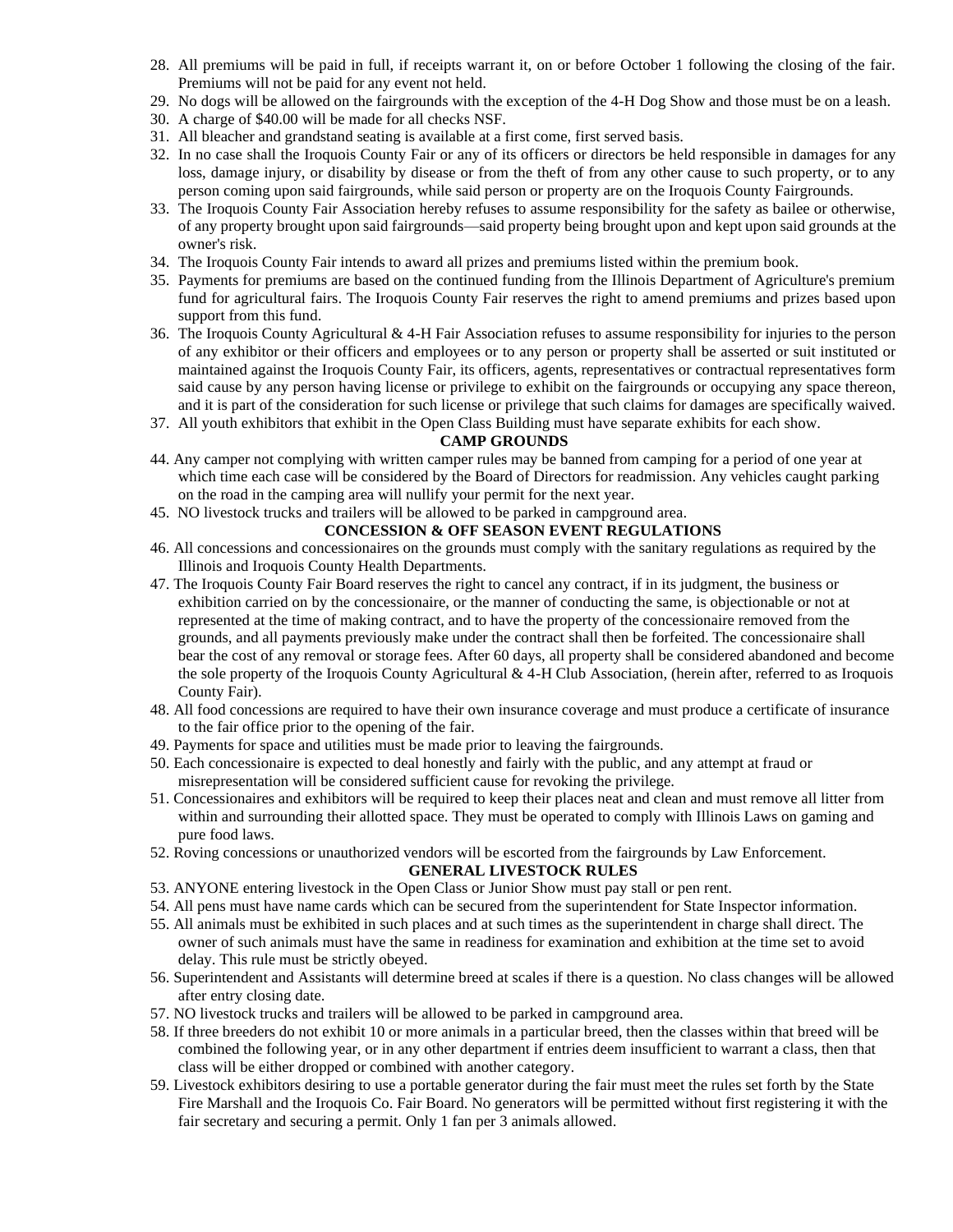28. All premiums will be paid in full, if receipts warrant it, on or before October 1 following the closing of the fair. Premiums will not be paid for any event not held.
29. No dogs will be allowed on the fairgrounds with the exception of the 4-H Dog Show and those must be on a leash.
30. A charge of $40.00 will be made for all checks NSF.
31. All bleacher and grandstand seating is available at a first come, first served basis.
32. In no case shall the Iroquois County Fair or any of its officers or directors be held responsible in damages for any loss, damage injury, or disability by disease or from the theft of from any other cause to such property, or to any person coming upon said fairgrounds, while said person or property are on the Iroquois County Fairgrounds.
33. The Iroquois County Fair Association hereby refuses to assume responsibility for the safety as bailee or otherwise, of any property brought upon said fairgrounds—said property being brought upon and kept upon said grounds at the owner's risk.
34. The Iroquois County Fair intends to award all prizes and premiums listed within the premium book.
35. Payments for premiums are based on the continued funding from the Illinois Department of Agriculture's premium fund for agricultural fairs. The Iroquois County Fair reserves the right to amend premiums and prizes based upon support from this fund.
36. The Iroquois County Agricultural & 4-H Fair Association refuses to assume responsibility for injuries to the person of any exhibitor or their officers and employees or to any person or property shall be asserted or suit instituted or maintained against the Iroquois County Fair, its officers, agents, representatives or contractual representatives form said cause by any person having license or privilege to exhibit on the fairgrounds or occupying any space thereon, and it is part of the consideration for such license or privilege that such claims for damages are specifically waived.
37. All youth exhibitors that exhibit in the Open Class Building must have separate exhibits for each show.

**CAMP GROUNDS**

44. Any camper not complying with written camper rules may be banned from camping for a period of one year at which time each case will be considered by the Board of Directors for readmission. Any vehicles caught parking on the road in the camping area will nullify your permit for the next year.
45. NO livestock trucks and trailers will be allowed to be parked in campground area.

**CONCESSION & OFF SEASON EVENT REGULATIONS**

46. All concessions and concessionaires on the grounds must comply with the sanitary regulations as required by the Illinois and Iroquois County Health Departments.
47. The Iroquois County Fair Board reserves the right to cancel any contract, if in its judgment, the business or exhibition carried on by the concessionaire, or the manner of conducting the same, is objectionable or not at represented at the time of making contract, and to have the property of the concessionaire removed from the grounds, and all payments previously make under the contract shall then be forfeited. The concessionaire shall bear the cost of any removal or storage fees. After 60 days, all property shall be considered abandoned and become the sole property of the Iroquois County Agricultural & 4-H Club Association, (herein after, referred to as Iroquois County Fair).
48. All food concessions are required to have their own insurance coverage and must produce a certificate of insurance to the fair office prior to the opening of the fair.
49. Payments for space and utilities must be made prior to leaving the fairgrounds.
50. Each concessionaire is expected to deal honestly and fairly with the public, and any attempt at fraud or misrepresentation will be considered sufficient cause for revoking the privilege.
51. Concessionaires and exhibitors will be required to keep their places neat and clean and must remove all litter from within and surrounding their allotted space. They must be operated to comply with Illinois Laws on gaming and pure food laws.
52. Roving concessions or unauthorized vendors will be escorted from the fairgrounds by Law Enforcement.

**GENERAL LIVESTOCK RULES**

53. ANYONE entering livestock in the Open Class or Junior Show must pay stall or pen rent.
54. All pens must have name cards which can be secured from the superintendent for State Inspector information.
55. All animals must be exhibited in such places and at such times as the superintendent in charge shall direct. The owner of such animals must have the same in readiness for examination and exhibition at the time set to avoid delay. This rule must be strictly obeyed.
56. Superintendent and Assistants will determine breed at scales if there is a question. No class changes will be allowed after entry closing date.
57. NO livestock trucks and trailers will be allowed to be parked in campground area.
58. If three breeders do not exhibit 10 or more animals in a particular breed, then the classes within that breed will be combined the following year, or in any other department if entries deem insufficient to warrant a class, then that class will be either dropped or combined with another category.
59. Livestock exhibitors desiring to use a portable generator during the fair must meet the rules set forth by the State Fire Marshall and the Iroquois Co. Fair Board. No generators will be permitted without first registering it with the fair secretary and securing a permit. Only 1 fan per 3 animals allowed.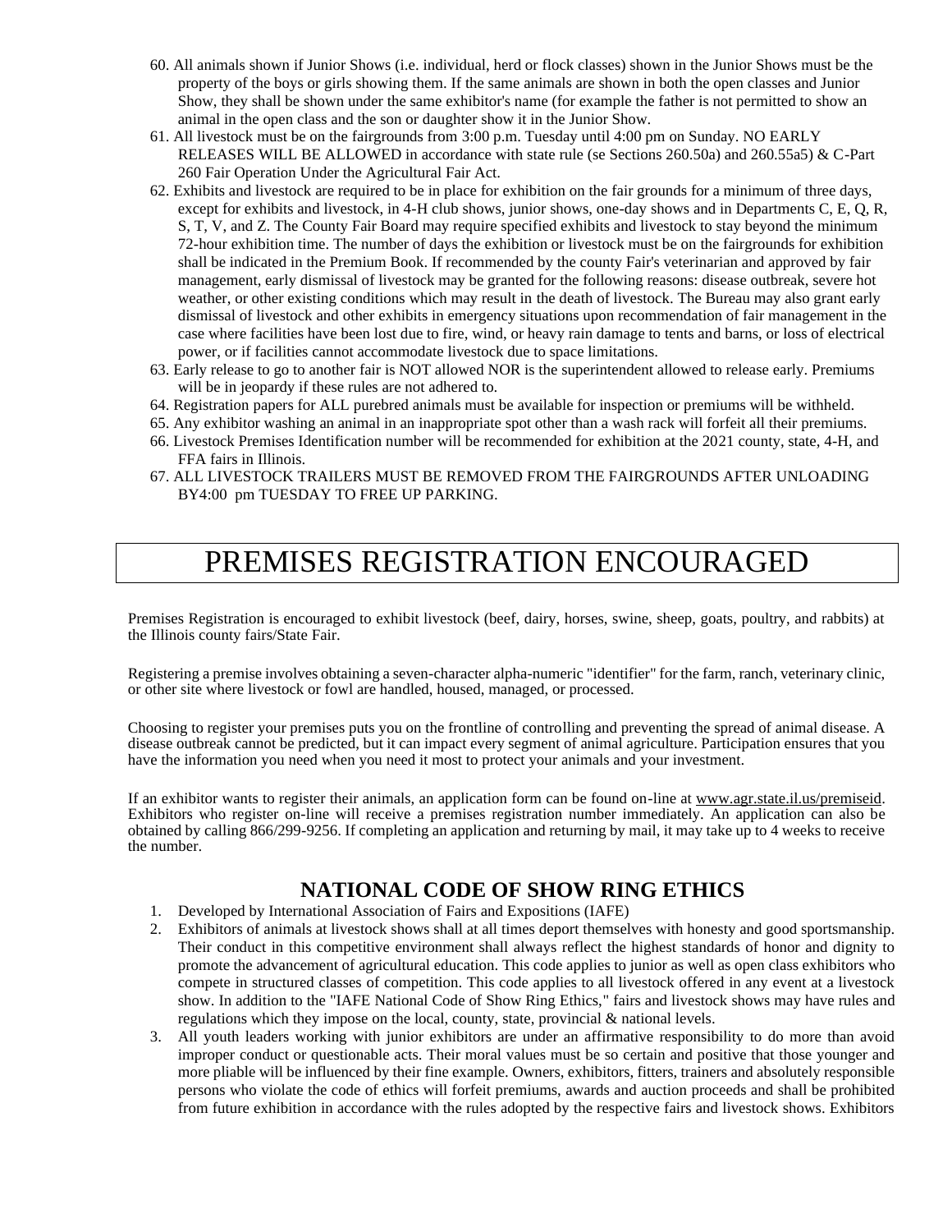60. All animals shown if Junior Shows (i.e. individual, herd or flock classes) shown in the Junior Shows must be the property of the boys or girls showing them. If the same animals are shown in both the open classes and Junior Show, they shall be shown under the same exhibitor's name (for example the father is not permitted to show an animal in the open class and the son or daughter show it in the Junior Show.
61. All livestock must be on the fairgrounds from 3:00 p.m. Tuesday until 4:00 pm on Sunday. NO EARLY RELEASES WILL BE ALLOWED in accordance with state rule (se Sections 260.50a) and 260.55a5) & C-Part 260 Fair Operation Under the Agricultural Fair Act.
62. Exhibits and livestock are required to be in place for exhibition on the fair grounds for a minimum of three days, except for exhibits and livestock, in 4-H club shows, junior shows, one-day shows and in Departments C, E, Q, R, S, T, V, and Z. The County Fair Board may require specified exhibits and livestock to stay beyond the minimum 72-hour exhibition time. The number of days the exhibition or livestock must be on the fairgrounds for exhibition shall be indicated in the Premium Book. If recommended by the county Fair's veterinarian and approved by fair management, early dismissal of livestock may be granted for the following reasons: disease outbreak, severe hot weather, or other existing conditions which may result in the death of livestock. The Bureau may also grant early dismissal of livestock and other exhibits in emergency situations upon recommendation of fair management in the case where facilities have been lost due to fire, wind, or heavy rain damage to tents and barns, or loss of electrical power, or if facilities cannot accommodate livestock due to space limitations.
63. Early release to go to another fair is NOT allowed NOR is the superintendent allowed to release early. Premiums will be in jeopardy if these rules are not adhered to.
64. Registration papers for ALL purebred animals must be available for inspection or premiums will be withheld.
65. Any exhibitor washing an animal in an inappropriate spot other than a wash rack will forfeit all their premiums.
66. Livestock Premises Identification number will be recommended for exhibition at the 2021 county, state, 4-H, and FFA fairs in Illinois.
67. ALL LIVESTOCK TRAILERS MUST BE REMOVED FROM THE FAIRGROUNDS AFTER UNLOADING BY4:00 pm TUESDAY TO FREE UP PARKING.

# PREMISES REGISTRATION ENCOURAGED

Premises Registration is encouraged to exhibit livestock (beef, dairy, horses, swine, sheep, goats, poultry, and rabbits) at the Illinois county fairs/State Fair.

Registering a premise involves obtaining a seven-character alpha-numeric "identifier" for the farm, ranch, veterinary clinic, or other site where livestock or fowl are handled, housed, managed, or processed.

Choosing to register your premises puts you on the frontline of controlling and preventing the spread of animal disease. A disease outbreak cannot be predicted, but it can impact every segment of animal agriculture. Participation ensures that you have the information you need when you need it most to protect your animals and your investment.

If an exhibitor wants to register their animals, an application form can be found on-line at www.agr.state.il.us/premiseid. Exhibitors who register on-line will receive a premises registration number immediately. An application can also be obtained by calling 866/299-9256. If completing an application and returning by mail, it may take up to 4 weeks to receive the number.

## NATIONAL CODE OF SHOW RING ETHICS

1. Developed by International Association of Fairs and Expositions (IAFE)
2. Exhibitors of animals at livestock shows shall at all times deport themselves with honesty and good sportsmanship. Their conduct in this competitive environment shall always reflect the highest standards of honor and dignity to promote the advancement of agricultural education. This code applies to junior as well as open class exhibitors who compete in structured classes of competition. This code applies to all livestock offered in any event at a livestock show. In addition to the "IAFE National Code of Show Ring Ethics," fairs and livestock shows may have rules and regulations which they impose on the local, county, state, provincial & national levels.
3. All youth leaders working with junior exhibitors are under an affirmative responsibility to do more than avoid improper conduct or questionable acts. Their moral values must be so certain and positive that those younger and more pliable will be influenced by their fine example. Owners, exhibitors, fitters, trainers and absolutely responsible persons who violate the code of ethics will forfeit premiums, awards and auction proceeds and shall be prohibited from future exhibition in accordance with the rules adopted by the respective fairs and livestock shows. Exhibitors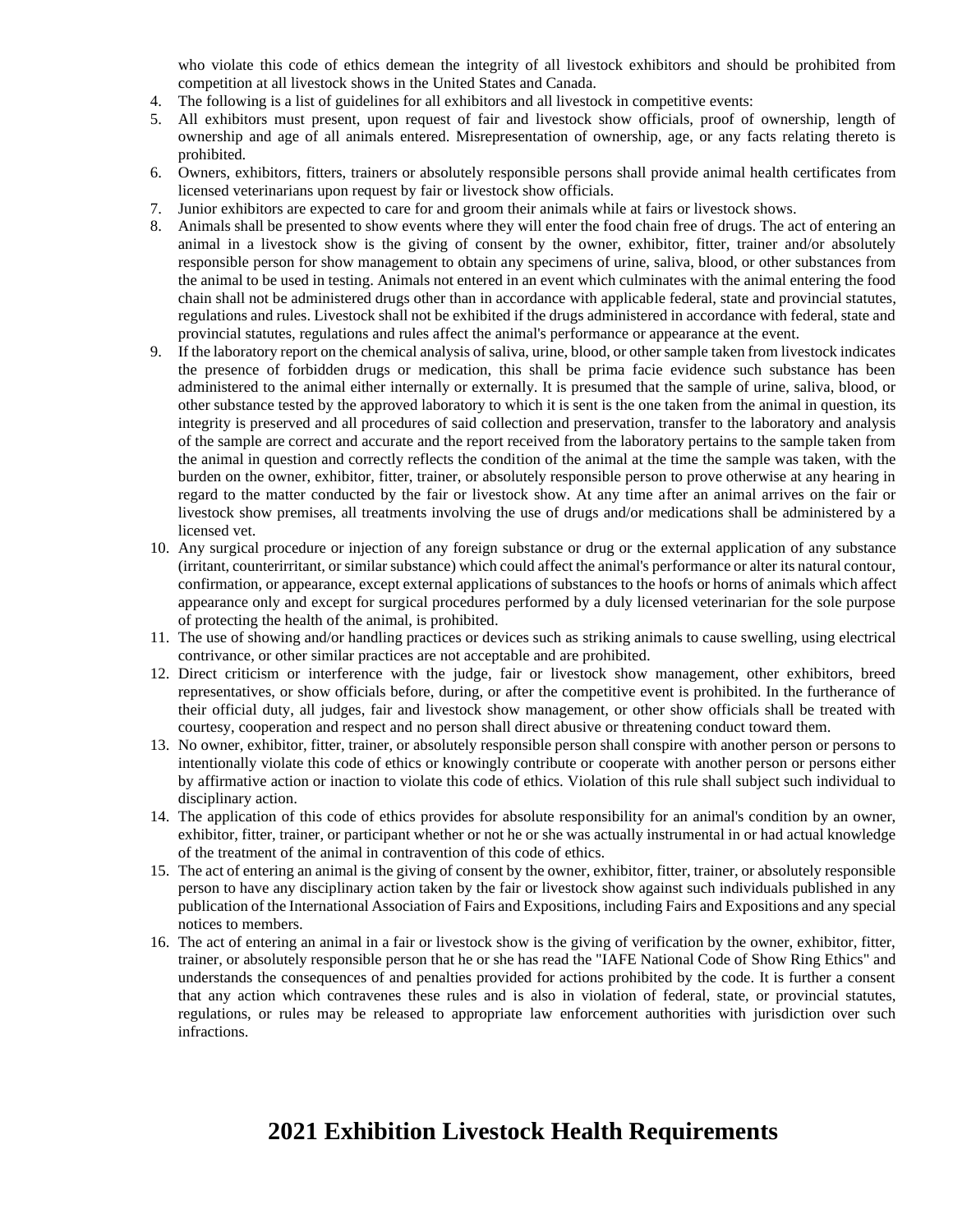who violate this code of ethics demean the integrity of all livestock exhibitors and should be prohibited from competition at all livestock shows in the United States and Canada.

4. The following is a list of guidelines for all exhibitors and all livestock in competitive events:
5. All exhibitors must present, upon request of fair and livestock show officials, proof of ownership, length of ownership and age of all animals entered. Misrepresentation of ownership, age, or any facts relating thereto is prohibited.
6. Owners, exhibitors, fitters, trainers or absolutely responsible persons shall provide animal health certificates from licensed veterinarians upon request by fair or livestock show officials.
7. Junior exhibitors are expected to care for and groom their animals while at fairs or livestock shows.
8. Animals shall be presented to show events where they will enter the food chain free of drugs. The act of entering an animal in a livestock show is the giving of consent by the owner, exhibitor, fitter, trainer and/or absolutely responsible person for show management to obtain any specimens of urine, saliva, blood, or other substances from the animal to be used in testing. Animals not entered in an event which culminates with the animal entering the food chain shall not be administered drugs other than in accordance with applicable federal, state and provincial statutes, regulations and rules. Livestock shall not be exhibited if the drugs administered in accordance with federal, state and provincial statutes, regulations and rules affect the animal's performance or appearance at the event.
9. If the laboratory report on the chemical analysis of saliva, urine, blood, or other sample taken from livestock indicates the presence of forbidden drugs or medication, this shall be prima facie evidence such substance has been administered to the animal either internally or externally. It is presumed that the sample of urine, saliva, blood, or other substance tested by the approved laboratory to which it is sent is the one taken from the animal in question, its integrity is preserved and all procedures of said collection and preservation, transfer to the laboratory and analysis of the sample are correct and accurate and the report received from the laboratory pertains to the sample taken from the animal in question and correctly reflects the condition of the animal at the time the sample was taken, with the burden on the owner, exhibitor, fitter, trainer, or absolutely responsible person to prove otherwise at any hearing in regard to the matter conducted by the fair or livestock show. At any time after an animal arrives on the fair or livestock show premises, all treatments involving the use of drugs and/or medications shall be administered by a licensed vet.
10. Any surgical procedure or injection of any foreign substance or drug or the external application of any substance (irritant, counterirritant, or similar substance) which could affect the animal's performance or alter its natural contour, confirmation, or appearance, except external applications of substances to the hoofs or horns of animals which affect appearance only and except for surgical procedures performed by a duly licensed veterinarian for the sole purpose of protecting the health of the animal, is prohibited.
11. The use of showing and/or handling practices or devices such as striking animals to cause swelling, using electrical contrivance, or other similar practices are not acceptable and are prohibited.
12. Direct criticism or interference with the judge, fair or livestock show management, other exhibitors, breed representatives, or show officials before, during, or after the competitive event is prohibited. In the furtherance of their official duty, all judges, fair and livestock show management, or other show officials shall be treated with courtesy, cooperation and respect and no person shall direct abusive or threatening conduct toward them.
13. No owner, exhibitor, fitter, trainer, or absolutely responsible person shall conspire with another person or persons to intentionally violate this code of ethics or knowingly contribute or cooperate with another person or persons either by affirmative action or inaction to violate this code of ethics. Violation of this rule shall subject such individual to disciplinary action.
14. The application of this code of ethics provides for absolute responsibility for an animal's condition by an owner, exhibitor, fitter, trainer, or participant whether or not he or she was actually instrumental in or had actual knowledge of the treatment of the animal in contravention of this code of ethics.
15. The act of entering an animal is the giving of consent by the owner, exhibitor, fitter, trainer, or absolutely responsible person to have any disciplinary action taken by the fair or livestock show against such individuals published in any publication of the International Association of Fairs and Expositions, including Fairs and Expositions and any special notices to members.
16. The act of entering an animal in a fair or livestock show is the giving of verification by the owner, exhibitor, fitter, trainer, or absolutely responsible person that he or she has read the "IAFE National Code of Show Ring Ethics" and understands the consequences of and penalties provided for actions prohibited by the code. It is further a consent that any action which contravenes these rules and is also in violation of federal, state, or provincial statutes, regulations, or rules may be released to appropriate law enforcement authorities with jurisdiction over such infractions.

# 2021 Exhibition Livestock Health Requirements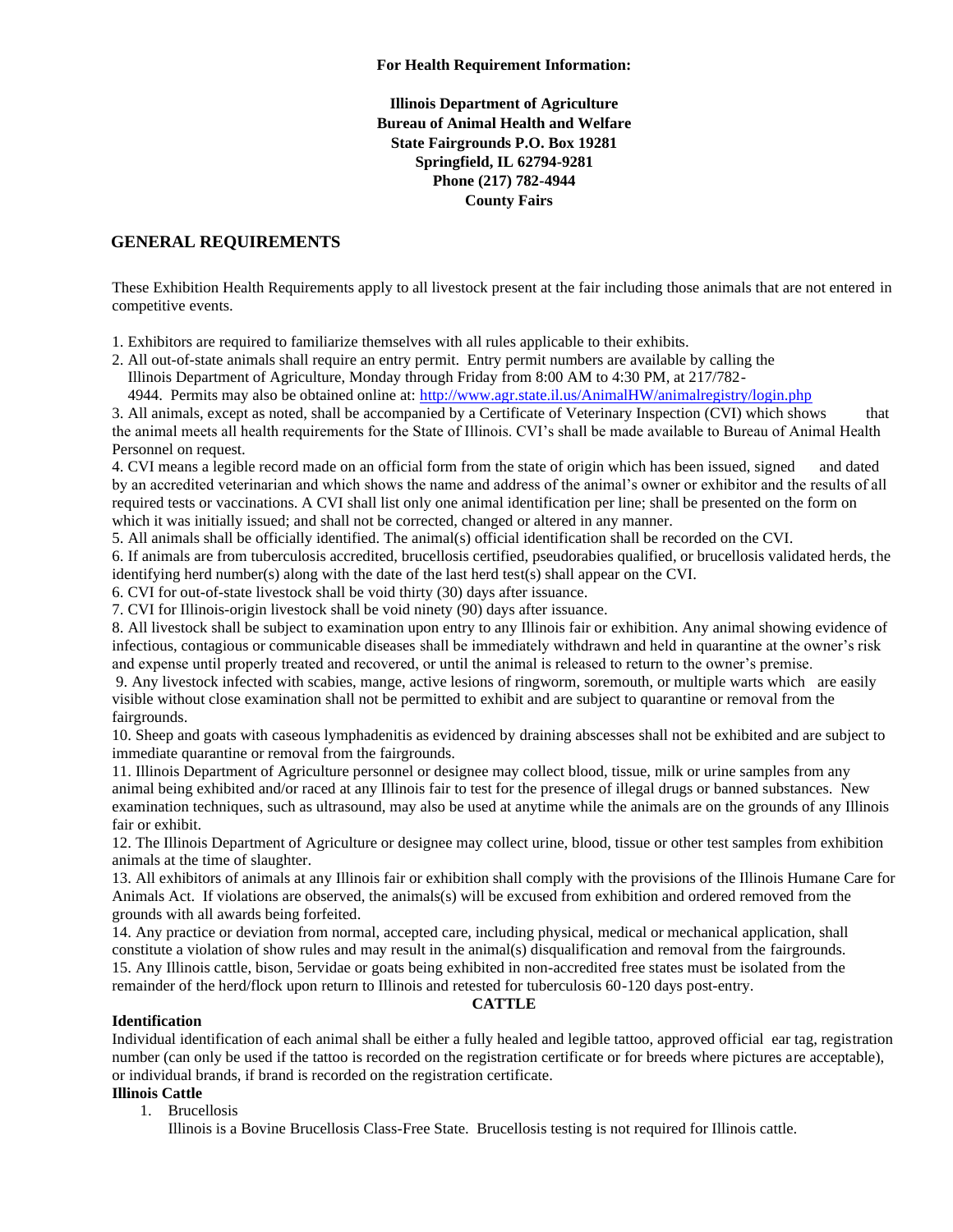**For Health Requirement Information:**

**Illinois Department of Agriculture**
**Bureau of Animal Health and Welfare**
**State Fairgrounds P.O. Box 19281**
**Springfield, IL 62794-9281**
**Phone (217) 782-4944**
**County Fairs**

## GENERAL REQUIREMENTS

These Exhibition Health Requirements apply to all livestock present at the fair including those animals that are not entered in competitive events.

1. Exhibitors are required to familiarize themselves with all rules applicable to their exhibits.
2. All out-of-state animals shall require an entry permit. Entry permit numbers are available by calling the Illinois Department of Agriculture, Monday through Friday from 8:00 AM to 4:30 PM, at 217/782-4944. Permits may also be obtained online at: http://www.agr.state.il.us/AnimalHW/animalregistry/login.php
3. All animals, except as noted, shall be accompanied by a Certificate of Veterinary Inspection (CVI) which shows that the animal meets all health requirements for the State of Illinois. CVI's shall be made available to Bureau of Animal Health Personnel on request.
4. CVI means a legible record made on an official form from the state of origin which has been issued, signed and dated by an accredited veterinarian and which shows the name and address of the animal's owner or exhibitor and the results of all required tests or vaccinations. A CVI shall list only one animal identification per line; shall be presented on the form on which it was initially issued; and shall not be corrected, changed or altered in any manner.
5. All animals shall be officially identified. The animal(s) official identification shall be recorded on the CVI.
6. If animals are from tuberculosis accredited, brucellosis certified, pseudorabies qualified, or brucellosis validated herds, the identifying herd number(s) along with the date of the last herd test(s) shall appear on the CVI.
6. CVI for out-of-state livestock shall be void thirty (30) days after issuance.
7. CVI for Illinois-origin livestock shall be void ninety (90) days after issuance.
8. All livestock shall be subject to examination upon entry to any Illinois fair or exhibition. Any animal showing evidence of infectious, contagious or communicable diseases shall be immediately withdrawn and held in quarantine at the owner's risk and expense until properly treated and recovered, or until the animal is released to return to the owner's premise.
9. Any livestock infected with scabies, mange, active lesions of ringworm, soremouth, or multiple warts which are easily visible without close examination shall not be permitted to exhibit and are subject to quarantine or removal from the fairgrounds.
10. Sheep and goats with caseous lymphadenitis as evidenced by draining abscesses shall not be exhibited and are subject to immediate quarantine or removal from the fairgrounds.
11. Illinois Department of Agriculture personnel or designee may collect blood, tissue, milk or urine samples from any animal being exhibited and/or raced at any Illinois fair to test for the presence of illegal drugs or banned substances. New examination techniques, such as ultrasound, may also be used at anytime while the animals are on the grounds of any Illinois fair or exhibit.
12. The Illinois Department of Agriculture or designee may collect urine, blood, tissue or other test samples from exhibition animals at the time of slaughter.
13. All exhibitors of animals at any Illinois fair or exhibition shall comply with the provisions of the Illinois Humane Care for Animals Act. If violations are observed, the animals(s) will be excused from exhibition and ordered removed from the grounds with all awards being forfeited.
14. Any practice or deviation from normal, accepted care, including physical, medical or mechanical application, shall constitute a violation of show rules and may result in the animal(s) disqualification and removal from the fairgrounds.
15. Any Illinois cattle, bison, 5ervidae or goats being exhibited in non-accredited free states must be isolated from the remainder of the herd/flock upon return to Illinois and retested for tuberculosis 60-120 days post-entry.

## CATTLE

**Identification**

Individual identification of each animal shall be either a fully healed and legible tattoo, approved official ear tag, registration number (can only be used if the tattoo is recorded on the registration certificate or for breeds where pictures are acceptable), or individual brands, if brand is recorded on the registration certificate.

**Illinois Cattle**

1. Brucellosis
   Illinois is a Bovine Brucellosis Class-Free State. Brucellosis testing is not required for Illinois cattle.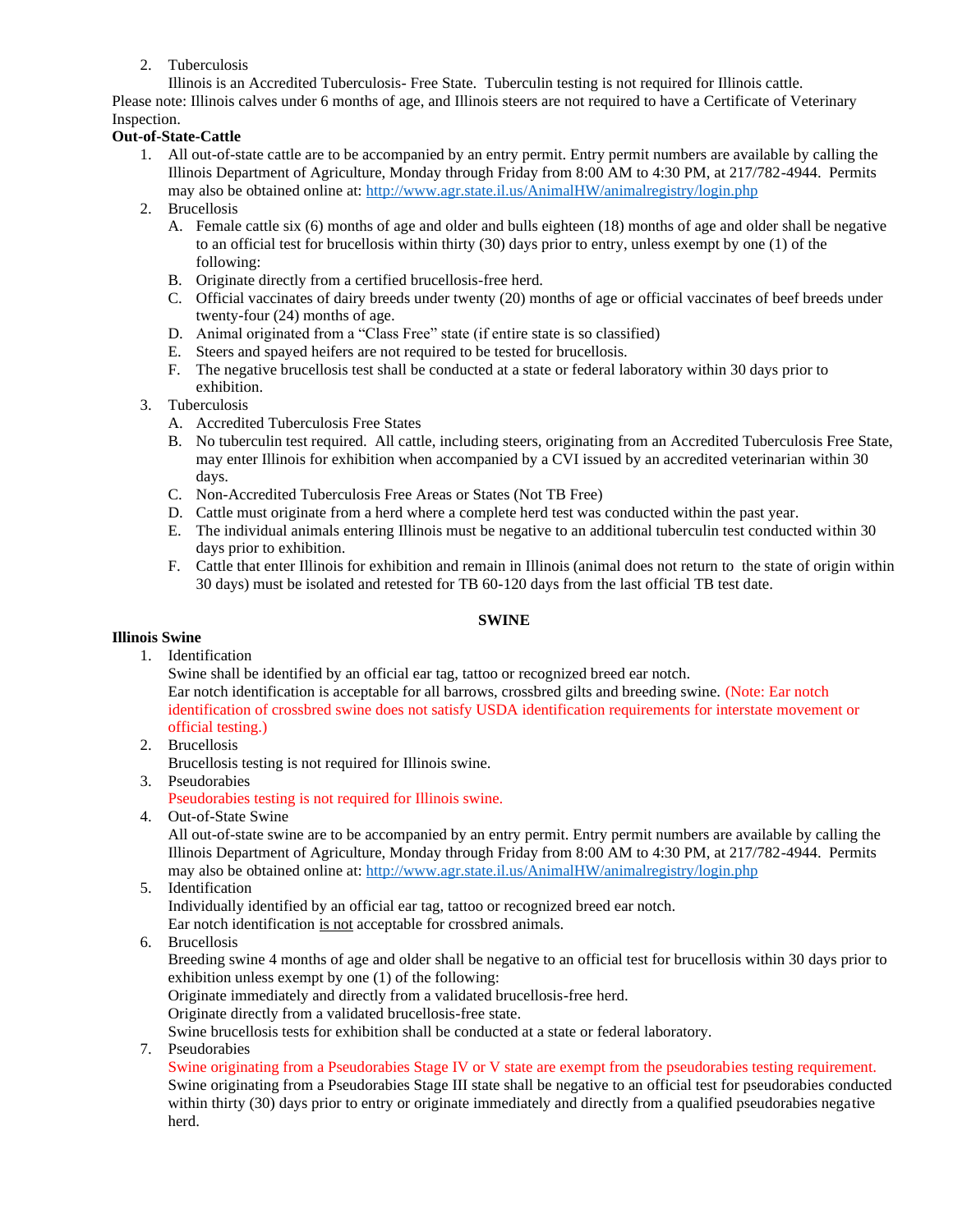2. Tuberculosis

   Illinois is an Accredited Tuberculosis- Free State. Tuberculin testing is not required for Illinois cattle.

Please note: Illinois calves under 6 months of age, and Illinois steers are not required to have a Certificate of Veterinary Inspection.

**Out-of-State-Cattle**

1. All out-of-state cattle are to be accompanied by an entry permit. Entry permit numbers are available by calling the Illinois Department of Agriculture, Monday through Friday from 8:00 AM to 4:30 PM, at 217/782-4944. Permits may also be obtained online at: http://www.agr.state.il.us/AnimalHW/animalregistry/login.php
2. Brucellosis
   - A. Female cattle six (6) months of age and older and bulls eighteen (18) months of age and older shall be negative to an official test for brucellosis within thirty (30) days prior to entry, unless exempt by one (1) of the following:
   - B. Originate directly from a certified brucellosis-free herd.
   - C. Official vaccinates of dairy breeds under twenty (20) months of age or official vaccinates of beef breeds under twenty-four (24) months of age.
   - D. Animal originated from a "Class Free" state (if entire state is so classified)
   - E. Steers and spayed heifers are not required to be tested for brucellosis.
   - F. The negative brucellosis test shall be conducted at a state or federal laboratory within 30 days prior to exhibition.
3. Tuberculosis
   - A. Accredited Tuberculosis Free States
   - B. No tuberculin test required. All cattle, including steers, originating from an Accredited Tuberculosis Free State, may enter Illinois for exhibition when accompanied by a CVI issued by an accredited veterinarian within 30 days.
   - C. Non-Accredited Tuberculosis Free Areas or States (Not TB Free)
   - D. Cattle must originate from a herd where a complete herd test was conducted within the past year.
   - E. The individual animals entering Illinois must be negative to an additional tuberculin test conducted within 30 days prior to exhibition.
   - F. Cattle that enter Illinois for exhibition and remain in Illinois (animal does not return to the state of origin within 30 days) must be isolated and retested for TB 60-120 days from the last official TB test date.

## SWINE

**Illinois Swine**

1. Identification

   Swine shall be identified by an official ear tag, tattoo or recognized breed ear notch.

   Ear notch identification is acceptable for all barrows, crossbred gilts and breeding swine. (Note: Ear notch identification of crossbred swine does not satisfy USDA identification requirements for interstate movement or official testing.)
2. Brucellosis

   Brucellosis testing is not required for Illinois swine.
3. Pseudorabies

   Pseudorabies testing is not required for Illinois swine.
4. Out-of-State Swine

   All out-of-state swine are to be accompanied by an entry permit. Entry permit numbers are available by calling the Illinois Department of Agriculture, Monday through Friday from 8:00 AM to 4:30 PM, at 217/782-4944. Permits may also be obtained online at: http://www.agr.state.il.us/AnimalHW/animalregistry/login.php
5. Identification

   Individually identified by an official ear tag, tattoo or recognized breed ear notch.

   Ear notch identification is not acceptable for crossbred animals.
6. Brucellosis

   Breeding swine 4 months of age and older shall be negative to an official test for brucellosis within 30 days prior to exhibition unless exempt by one (1) of the following:

   Originate immediately and directly from a validated brucellosis-free herd.

   Originate directly from a validated brucellosis-free state.

   Swine brucellosis tests for exhibition shall be conducted at a state or federal laboratory.
7. Pseudorabies

   Swine originating from a Pseudorabies Stage IV or V state are exempt from the pseudorabies testing requirement.

   Swine originating from a Pseudorabies Stage III state shall be negative to an official test for pseudorabies conducted within thirty (30) days prior to entry or originate immediately and directly from a qualified pseudorabies negative herd.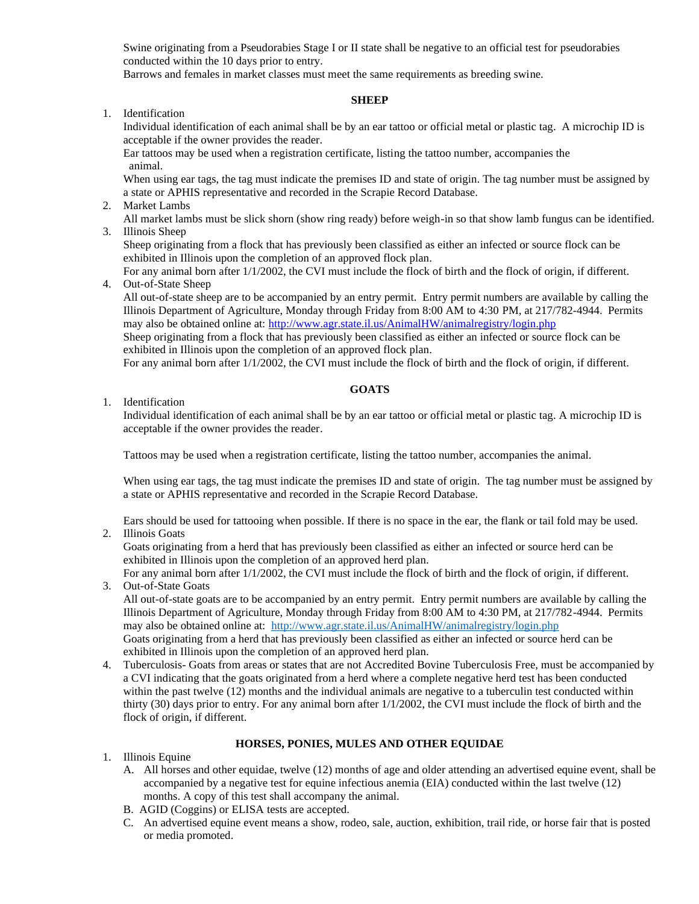Swine originating from a Pseudorabies Stage I or II state shall be negative to an official test for pseudorabies conducted within the 10 days prior to entry.

Barrows and females in market classes must meet the same requirements as breeding swine.

## SHEEP

1. Identification

   Individual identification of each animal shall be by an ear tattoo or official metal or plastic tag. A microchip ID is acceptable if the owner provides the reader.

   Ear tattoos may be used when a registration certificate, listing the tattoo number, accompanies the animal.

   When using ear tags, the tag must indicate the premises ID and state of origin. The tag number must be assigned by a state or APHIS representative and recorded in the Scrapie Record Database.

2. Market Lambs

   All market lambs must be slick shorn (show ring ready) before weigh-in so that show lamb fungus can be identified.

3. Illinois Sheep

   Sheep originating from a flock that has previously been classified as either an infected or source flock can be exhibited in Illinois upon the completion of an approved flock plan.

   For any animal born after 1/1/2002, the CVI must include the flock of birth and the flock of origin, if different.

4. Out-of-State Sheep

   All out-of-state sheep are to be accompanied by an entry permit. Entry permit numbers are available by calling the Illinois Department of Agriculture, Monday through Friday from 8:00 AM to 4:30 PM, at 217/782-4944. Permits may also be obtained online at: http://www.agr.state.il.us/AnimalHW/animalregistry/login.php

   Sheep originating from a flock that has previously been classified as either an infected or source flock can be exhibited in Illinois upon the completion of an approved flock plan.

   For any animal born after 1/1/2002, the CVI must include the flock of birth and the flock of origin, if different.

## GOATS

1. Identification

   Individual identification of each animal shall be by an ear tattoo or official metal or plastic tag. A microchip ID is acceptable if the owner provides the reader.

   Tattoos may be used when a registration certificate, listing the tattoo number, accompanies the animal.

   When using ear tags, the tag must indicate the premises ID and state of origin. The tag number must be assigned by a state or APHIS representative and recorded in the Scrapie Record Database.

   Ears should be used for tattooing when possible. If there is no space in the ear, the flank or tail fold may be used.

2. Illinois Goats

   Goats originating from a herd that has previously been classified as either an infected or source herd can be exhibited in Illinois upon the completion of an approved herd plan.

   For any animal born after 1/1/2002, the CVI must include the flock of birth and the flock of origin, if different.

3. Out-of-State Goats

   All out-of-state goats are to be accompanied by an entry permit. Entry permit numbers are available by calling the Illinois Department of Agriculture, Monday through Friday from 8:00 AM to 4:30 PM, at 217/782-4944. Permits may also be obtained online at: http://www.agr.state.il.us/AnimalHW/animalregistry/login.php

   Goats originating from a herd that has previously been classified as either an infected or source herd can be exhibited in Illinois upon the completion of an approved herd plan.

4. Tuberculosis- Goats from areas or states that are not Accredited Bovine Tuberculosis Free, must be accompanied by a CVI indicating that the goats originated from a herd where a complete negative herd test has been conducted within the past twelve (12) months and the individual animals are negative to a tuberculin test conducted within thirty (30) days prior to entry. For any animal born after 1/1/2002, the CVI must include the flock of birth and the flock of origin, if different.

## HORSES, PONIES, MULES AND OTHER EQUIDAE

1. Illinois Equine
   - A. All horses and other equidae, twelve (12) months of age and older attending an advertised equine event, shall be accompanied by a negative test for equine infectious anemia (EIA) conducted within the last twelve (12) months. A copy of this test shall accompany the animal.
   - B. AGID (Coggins) or ELISA tests are accepted.
   - C. An advertised equine event means a show, rodeo, sale, auction, exhibition, trail ride, or horse fair that is posted or media promoted.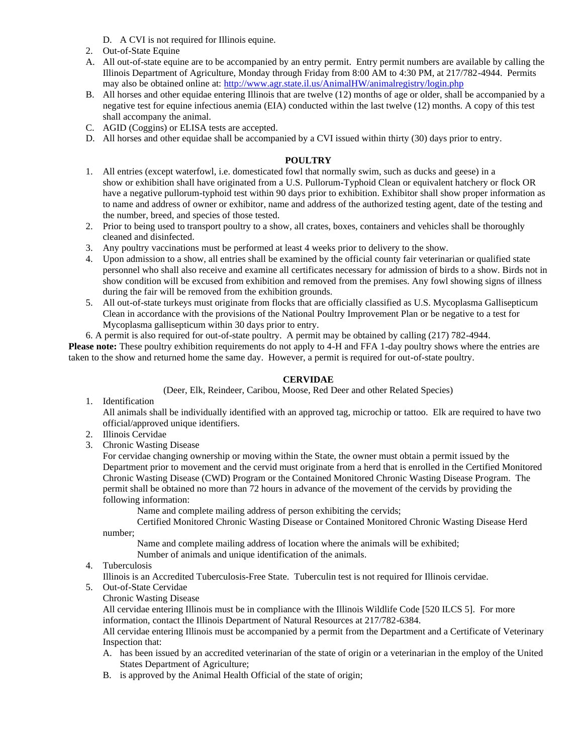D. A CVI is not required for Illinois equine.

2. Out-of-State Equine

A. All out-of-state equine are to be accompanied by an entry permit. Entry permit numbers are available by calling the Illinois Department of Agriculture, Monday through Friday from 8:00 AM to 4:30 PM, at 217/782-4944. Permits may also be obtained online at: http://www.agr.state.il.us/AnimalHW/animalregistry/login.php
B. All horses and other equidae entering Illinois that are twelve (12) months of age or older, shall be accompanied by a negative test for equine infectious anemia (EIA) conducted within the last twelve (12) months. A copy of this test shall accompany the animal.
C. AGID (Coggins) or ELISA tests are accepted.
D. All horses and other equidae shall be accompanied by a CVI issued within thirty (30) days prior to entry.

## POULTRY

1. All entries (except waterfowl, i.e. domesticated fowl that normally swim, such as ducks and geese) in a show or exhibition shall have originated from a U.S. Pullorum-Typhoid Clean or equivalent hatchery or flock OR have a negative pullorum-typhoid test within 90 days prior to exhibition. Exhibitor shall show proper information as to name and address of owner or exhibitor, name and address of the authorized testing agent, date of the testing and the number, breed, and species of those tested.
2. Prior to being used to transport poultry to a show, all crates, boxes, containers and vehicles shall be thoroughly cleaned and disinfected.
3. Any poultry vaccinations must be performed at least 4 weeks prior to delivery to the show.
4. Upon admission to a show, all entries shall be examined by the official county fair veterinarian or qualified state personnel who shall also receive and examine all certificates necessary for admission of birds to a show. Birds not in show condition will be excused from exhibition and removed from the premises. Any fowl showing signs of illness during the fair will be removed from the exhibition grounds.
5. All out-of-state turkeys must originate from flocks that are officially classified as U.S. Mycoplasma Gallisepticum Clean in accordance with the provisions of the National Poultry Improvement Plan or be negative to a test for Mycoplasma gallisepticum within 30 days prior to entry.
6. A permit is also required for out-of-state poultry. A permit may be obtained by calling (217) 782-4944.

**Please note:** These poultry exhibition requirements do not apply to 4-H and FFA 1-day poultry shows where the entries are taken to the show and returned home the same day. However, a permit is required for out-of-state poultry.

## CERVIDAE

(Deer, Elk, Reindeer, Caribou, Moose, Red Deer and other Related Species)

1. Identification

   All animals shall be individually identified with an approved tag, microchip or tattoo. Elk are required to have two official/approved unique identifiers.
2. Illinois Cervidae
3. Chronic Wasting Disease

   For cervidae changing ownership or moving within the State, the owner must obtain a permit issued by the Department prior to movement and the cervid must originate from a herd that is enrolled in the Certified Monitored Chronic Wasting Disease (CWD) Program or the Contained Monitored Chronic Wasting Disease Program. The permit shall be obtained no more than 72 hours in advance of the movement of the cervids by providing the following information:

   Name and complete mailing address of person exhibiting the cervids;

   Certified Monitored Chronic Wasting Disease or Contained Monitored Chronic Wasting Disease Herd number;

   Name and complete mailing address of location where the animals will be exhibited;

   Number of animals and unique identification of the animals.
4. Tuberculosis

   Illinois is an Accredited Tuberculosis-Free State. Tuberculin test is not required for Illinois cervidae.
5. Out-of-State Cervidae

   Chronic Wasting Disease

   All cervidae entering Illinois must be in compliance with the Illinois Wildlife Code [520 ILCS 5]. For more information, contact the Illinois Department of Natural Resources at 217/782-6384.

   All cervidae entering Illinois must be accompanied by a permit from the Department and a Certificate of Veterinary Inspection that:

   A. has been issued by an accredited veterinarian of the state of origin or a veterinarian in the employ of the United States Department of Agriculture;
   B. is approved by the Animal Health Official of the state of origin;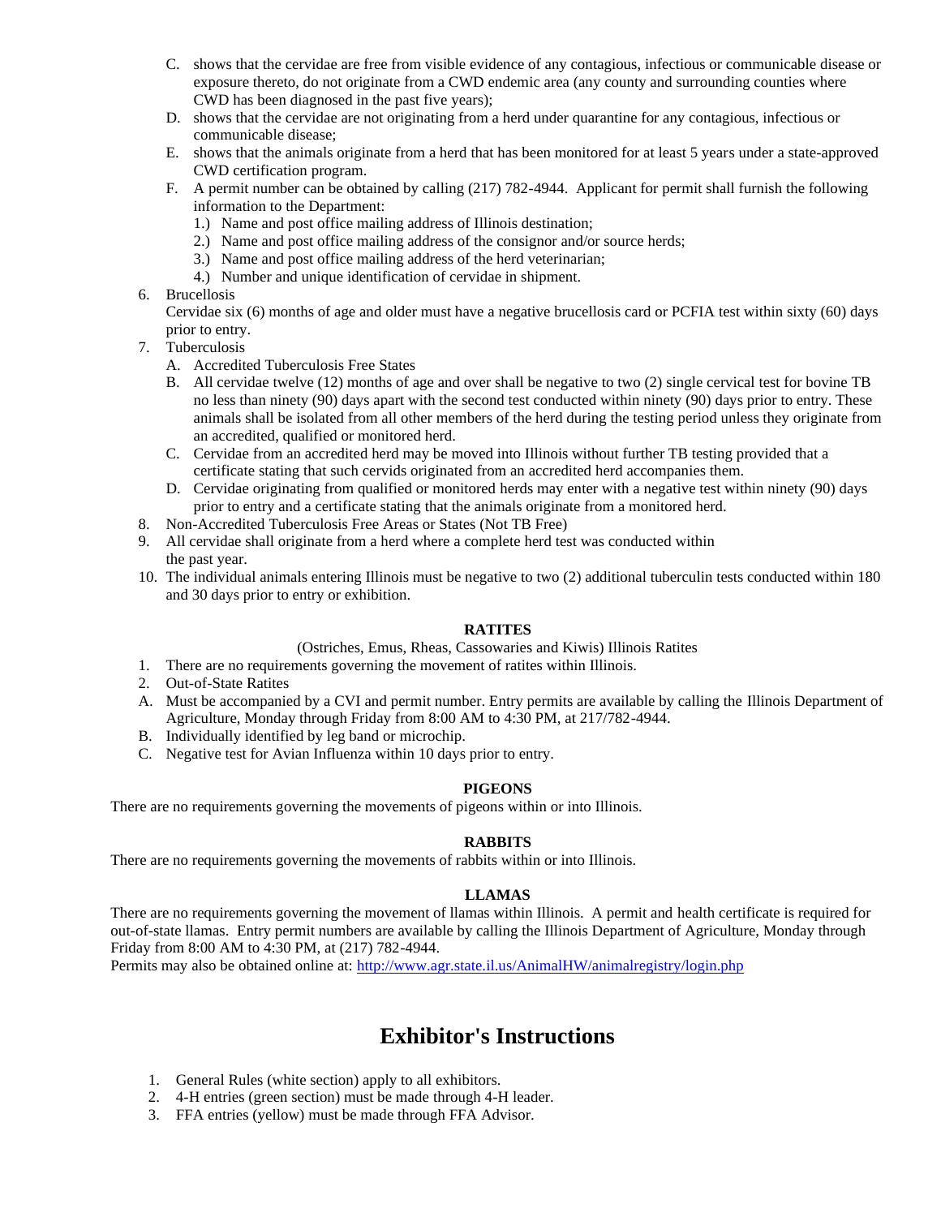C. shows that the cervidae are free from visible evidence of any contagious, infectious or communicable disease or exposure thereto, do not originate from a CWD endemic area (any county and surrounding counties where CWD has been diagnosed in the past five years);

D. shows that the cervidae are not originating from a herd under quarantine for any contagious, infectious or communicable disease;

E. shows that the animals originate from a herd that has been monitored for at least 5 years under a state-approved CWD certification program.

F. A permit number can be obtained by calling (217) 782-4944. Applicant for permit shall furnish the following information to the Department:
   1.) Name and post office mailing address of Illinois destination;
   2.) Name and post office mailing address of the consignor and/or source herds;
   3.) Name and post office mailing address of the herd veterinarian;
   4.) Number and unique identification of cervidae in shipment.

6. Brucellosis
   Cervidae six (6) months of age and older must have a negative brucellosis card or PCFIA test within sixty (60) days prior to entry.
7. Tuberculosis
   A. Accredited Tuberculosis Free States
   B. All cervidae twelve (12) months of age and over shall be negative to two (2) single cervical test for bovine TB no less than ninety (90) days apart with the second test conducted within ninety (90) days prior to entry. These animals shall be isolated from all other members of the herd during the testing period unless they originate from an accredited, qualified or monitored herd.
   C. Cervidae from an accredited herd may be moved into Illinois without further TB testing provided that a certificate stating that such cervids originated from an accredited herd accompanies them.
   D. Cervidae originating from qualified or monitored herds may enter with a negative test within ninety (90) days prior to entry and a certificate stating that the animals originate from a monitored herd.
8. Non-Accredited Tuberculosis Free Areas or States (Not TB Free)
9. All cervidae shall originate from a herd where a complete herd test was conducted within the past year.
10. The individual animals entering Illinois must be negative to two (2) additional tuberculin tests conducted within 180 and 30 days prior to entry or exhibition.

## RATITES

(Ostriches, Emus, Rheas, Cassowaries and Kiwis) Illinois Ratites

1. There are no requirements governing the movement of ratites within Illinois.
2. Out-of-State Ratites

A. Must be accompanied by a CVI and permit number. Entry permits are available by calling the Illinois Department of Agriculture, Monday through Friday from 8:00 AM to 4:30 PM, at 217/782-4944.

B. Individually identified by leg band or microchip.

C. Negative test for Avian Influenza within 10 days prior to entry.

## PIGEONS

There are no requirements governing the movements of pigeons within or into Illinois.

## RABBITS

There are no requirements governing the movements of rabbits within or into Illinois.

## LLAMAS

There are no requirements governing the movement of llamas within Illinois. A permit and health certificate is required for out-of-state llamas. Entry permit numbers are available by calling the Illinois Department of Agriculture, Monday through Friday from 8:00 AM to 4:30 PM, at (217) 782-4944.
Permits may also be obtained online at: http://www.agr.state.il.us/AnimalHW/animalregistry/login.php

# Exhibitor's Instructions

1. General Rules (white section) apply to all exhibitors.
2. 4-H entries (green section) must be made through 4-H leader.
3. FFA entries (yellow) must be made through FFA Advisor.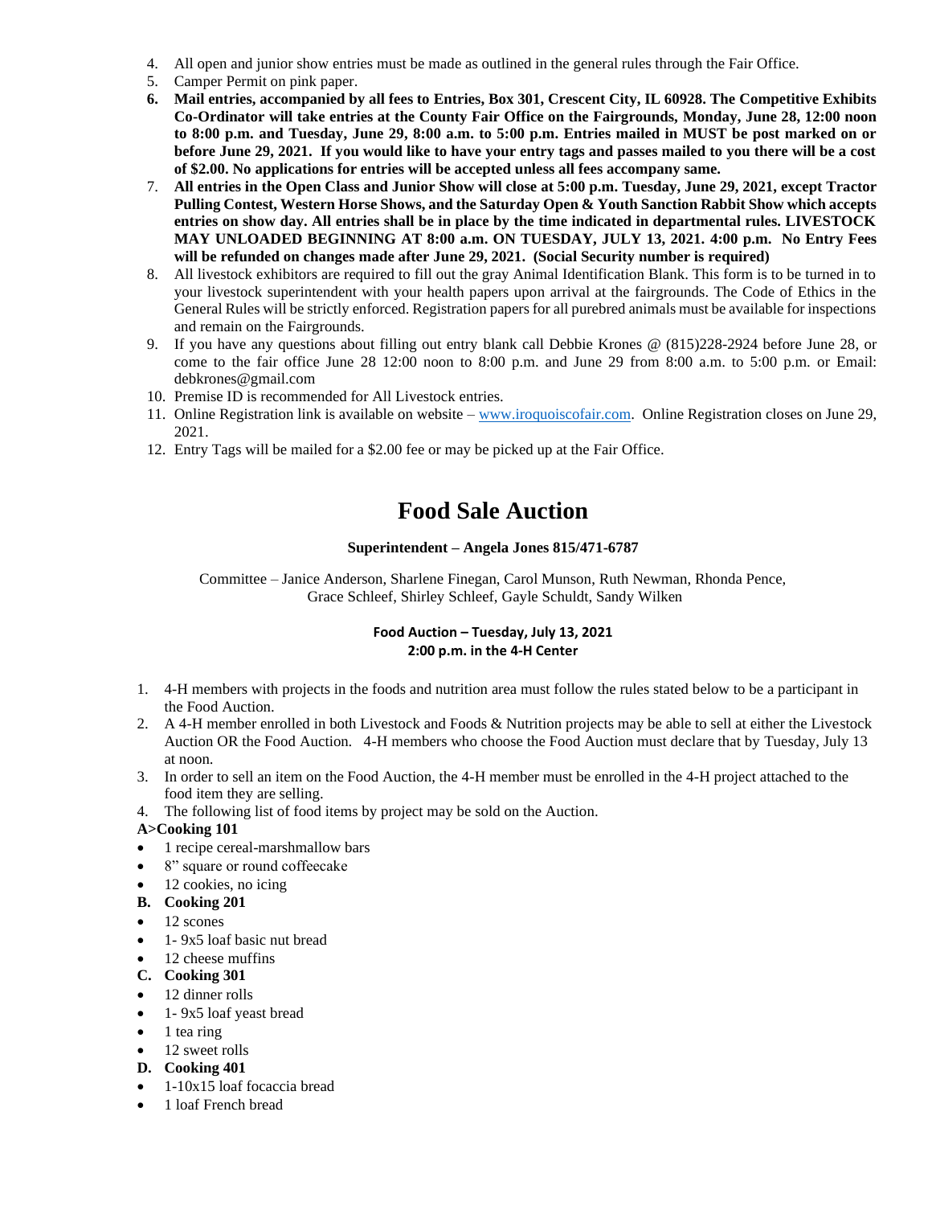4. All open and junior show entries must be made as outlined in the general rules through the Fair Office.
5. Camper Permit on pink paper.
6. **Mail entries, accompanied by all fees to Entries, Box 301, Crescent City, IL 60928. The Competitive Exhibits Co-Ordinator will take entries at the County Fair Office on the Fairgrounds, Monday, June 28, 12:00 noon to 8:00 p.m. and Tuesday, June 29, 8:00 a.m. to 5:00 p.m. Entries mailed in MUST be post marked on or before June 29, 2021. If you would like to have your entry tags and passes mailed to you there will be a cost of $2.00. No applications for entries will be accepted unless all fees accompany same.**
7. **All entries in the Open Class and Junior Show will close at 5:00 p.m. Tuesday, June 29, 2021, except Tractor Pulling Contest, Western Horse Shows, and the Saturday Open & Youth Sanction Rabbit Show which accepts entries on show day. All entries shall be in place by the time indicated in departmental rules. LIVESTOCK MAY UNLOADED BEGINNING AT 8:00 a.m. ON TUESDAY, JULY 13, 2021. 4:00 p.m. No Entry Fees will be refunded on changes made after June 29, 2021. (Social Security number is required)**
8. All livestock exhibitors are required to fill out the gray Animal Identification Blank. This form is to be turned in to your livestock superintendent with your health papers upon arrival at the fairgrounds. The Code of Ethics in the General Rules will be strictly enforced. Registration papers for all purebred animals must be available for inspections and remain on the Fairgrounds.
9. If you have any questions about filling out entry blank call Debbie Krones @ (815)228-2924 before June 28, or come to the fair office June 28 12:00 noon to 8:00 p.m. and June 29 from 8:00 a.m. to 5:00 p.m. or Email: debkrones@gmail.com
10. Premise ID is recommended for All Livestock entries.
11. Online Registration link is available on website – www.iroquoiscofair.com. Online Registration closes on June 29, 2021.
12. Entry Tags will be mailed for a $2.00 fee or may be picked up at the Fair Office.

# Food Sale Auction

**Superintendent – Angela Jones 815/471-6787**

Committee – Janice Anderson, Sharlene Finegan, Carol Munson, Ruth Newman, Rhonda Pence, Grace Schleef, Shirley Schleef, Gayle Schuldt, Sandy Wilken

**Food Auction – Tuesday, July 13, 2021**
**2:00 p.m. in the 4-H Center**

1. 4-H members with projects in the foods and nutrition area must follow the rules stated below to be a participant in the Food Auction.
2. A 4-H member enrolled in both Livestock and Foods & Nutrition projects may be able to sell at either the Livestock Auction OR the Food Auction. 4-H members who choose the Food Auction must declare that by Tuesday, July 13 at noon.
3. In order to sell an item on the Food Auction, the 4-H member must be enrolled in the 4-H project attached to the food item they are selling.
4. The following list of food items by project may be sold on the Auction.

**A>Cooking 101**

- 1 recipe cereal-marshmallow bars
- 8" square or round coffeecake
- 12 cookies, no icing

**B. Cooking 201**

- 12 scones
- 1- 9x5 loaf basic nut bread
- 12 cheese muffins

**C. Cooking 301**

- 12 dinner rolls
- 1- 9x5 loaf yeast bread
- 1 tea ring
- 12 sweet rolls

**D. Cooking 401**

- 1-10x15 loaf focaccia bread
- 1 loaf French bread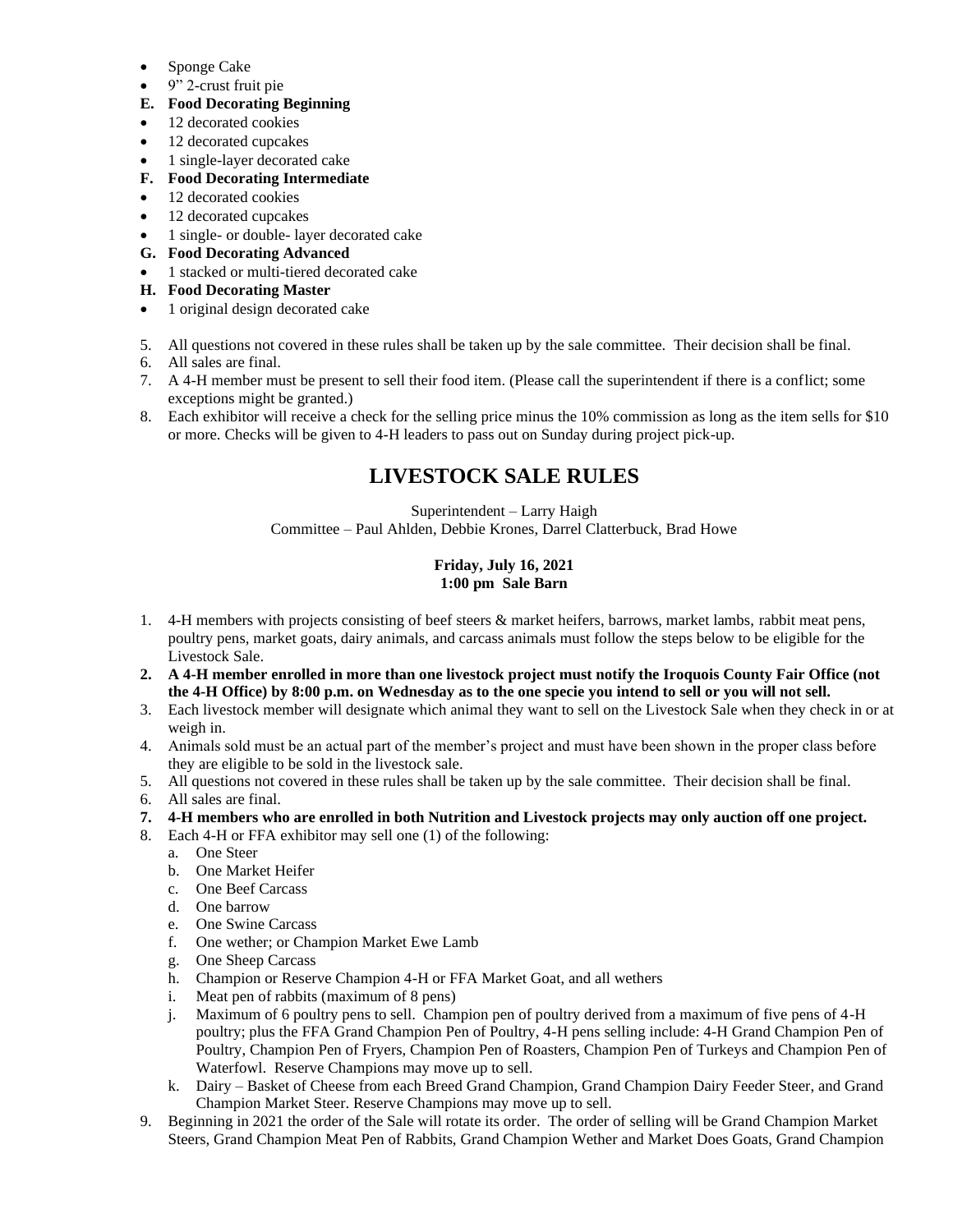- Sponge Cake
- 9" 2-crust fruit pie

**E. Food Decorating Beginning**

- 12 decorated cookies
- 12 decorated cupcakes
- 1 single-layer decorated cake

**F. Food Decorating Intermediate**

- 12 decorated cookies
- 12 decorated cupcakes
- 1 single- or double- layer decorated cake

**G. Food Decorating Advanced**

- 1 stacked or multi-tiered decorated cake

**H. Food Decorating Master**

- 1 original design decorated cake

5. All questions not covered in these rules shall be taken up by the sale committee. Their decision shall be final.
6. All sales are final.
7. A 4-H member must be present to sell their food item. (Please call the superintendent if there is a conflict; some exceptions might be granted.)
8. Each exhibitor will receive a check for the selling price minus the 10% commission as long as the item sells for $10 or more. Checks will be given to 4-H leaders to pass out on Sunday during project pick-up.

# LIVESTOCK SALE RULES

Superintendent – Larry Haigh
Committee – Paul Ahlden, Debbie Krones, Darrel Clatterbuck, Brad Howe

**Friday, July 16, 2021**
**1:00 pm Sale Barn**

1. 4-H members with projects consisting of beef steers & market heifers, barrows, market lambs, rabbit meat pens, poultry pens, market goats, dairy animals, and carcass animals must follow the steps below to be eligible for the Livestock Sale.
2. **A 4-H member enrolled in more than one livestock project must notify the Iroquois County Fair Office (not the 4-H Office) by 8:00 p.m. on Wednesday as to the one specie you intend to sell or you will not sell.**
3. Each livestock member will designate which animal they want to sell on the Livestock Sale when they check in or at weigh in.
4. Animals sold must be an actual part of the member's project and must have been shown in the proper class before they are eligible to be sold in the livestock sale.
5. All questions not covered in these rules shall be taken up by the sale committee. Their decision shall be final.
6. All sales are final.
7. **4-H members who are enrolled in both Nutrition and Livestock projects may only auction off one project.**
8. Each 4-H or FFA exhibitor may sell one (1) of the following:
   a. One Steer
   b. One Market Heifer
   c. One Beef Carcass
   d. One barrow
   e. One Swine Carcass
   f. One wether; or Champion Market Ewe Lamb
   g. One Sheep Carcass
   h. Champion or Reserve Champion 4-H or FFA Market Goat, and all wethers
   i. Meat pen of rabbits (maximum of 8 pens)
   j. Maximum of 6 poultry pens to sell. Champion pen of poultry derived from a maximum of five pens of 4-H poultry; plus the FFA Grand Champion Pen of Poultry, 4-H pens selling include: 4-H Grand Champion Pen of Poultry, Champion Pen of Fryers, Champion Pen of Roasters, Champion Pen of Turkeys and Champion Pen of Waterfowl. Reserve Champions may move up to sell.
   k. Dairy – Basket of Cheese from each Breed Grand Champion, Grand Champion Dairy Feeder Steer, and Grand Champion Market Steer. Reserve Champions may move up to sell.
9. Beginning in 2021 the order of the Sale will rotate its order. The order of selling will be Grand Champion Market Steers, Grand Champion Meat Pen of Rabbits, Grand Champion Wether and Market Does Goats, Grand Champion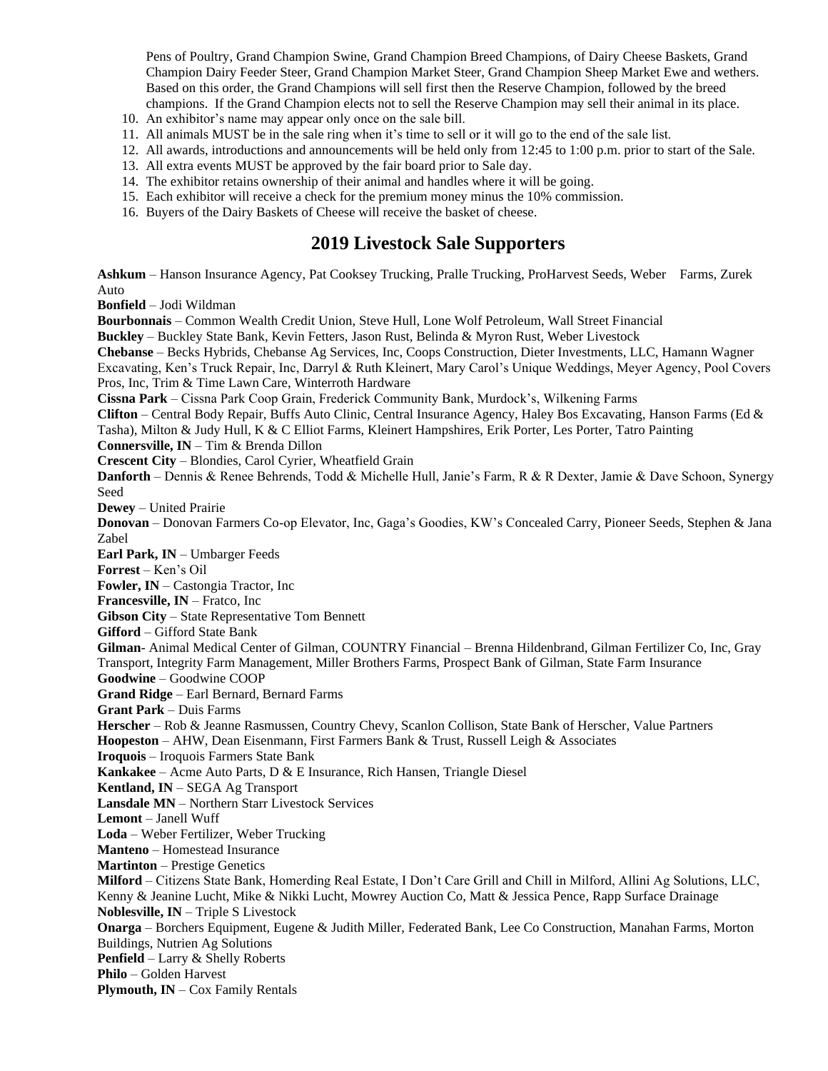Pens of Poultry, Grand Champion Swine, Grand Champion Breed Champions, of Dairy Cheese Baskets, Grand Champion Dairy Feeder Steer, Grand Champion Market Steer, Grand Champion Sheep Market Ewe and wethers. Based on this order, the Grand Champions will sell first then the Reserve Champion, followed by the breed champions. If the Grand Champion elects not to sell the Reserve Champion may sell their animal in its place.

10. An exhibitor's name may appear only once on the sale bill.
11. All animals MUST be in the sale ring when it's time to sell or it will go to the end of the sale list.
12. All awards, introductions and announcements will be held only from 12:45 to 1:00 p.m. prior to start of the Sale.
13. All extra events MUST be approved by the fair board prior to Sale day.
14. The exhibitor retains ownership of their animal and handles where it will be going.
15. Each exhibitor will receive a check for the premium money minus the 10% commission.
16. Buyers of the Dairy Baskets of Cheese will receive the basket of cheese.

## 2019 Livestock Sale Supporters

**Ashkum** – Hanson Insurance Agency, Pat Cooksey Trucking, Pralle Trucking, ProHarvest Seeds, Weber Farms, Zurek Auto

**Bonfield** – Jodi Wildman

**Bourbonnais** – Common Wealth Credit Union, Steve Hull, Lone Wolf Petroleum, Wall Street Financial

**Buckley** – Buckley State Bank, Kevin Fetters, Jason Rust, Belinda & Myron Rust, Weber Livestock

**Chebanse** – Becks Hybrids, Chebanse Ag Services, Inc, Coops Construction, Dieter Investments, LLC, Hamann Wagner Excavating, Ken's Truck Repair, Inc, Darryl & Ruth Kleinert, Mary Carol's Unique Weddings, Meyer Agency, Pool Covers Pros, Inc, Trim & Time Lawn Care, Winterroth Hardware

**Cissna Park** – Cissna Park Coop Grain, Frederick Community Bank, Murdock's, Wilkening Farms

**Clifton** – Central Body Repair, Buffs Auto Clinic, Central Insurance Agency, Haley Bos Excavating, Hanson Farms (Ed & Tasha), Milton & Judy Hull, K & C Elliot Farms, Kleinert Hampshires, Erik Porter, Les Porter, Tatro Painting

**Connersville, IN** – Tim & Brenda Dillon

**Crescent City** – Blondies, Carol Cyrier, Wheatfield Grain

**Danforth** – Dennis & Renee Behrends, Todd & Michelle Hull, Janie's Farm, R & R Dexter, Jamie & Dave Schoon, Synergy Seed

**Dewey** – United Prairie

**Donovan** – Donovan Farmers Co-op Elevator, Inc, Gaga's Goodies, KW's Concealed Carry, Pioneer Seeds, Stephen & Jana Zabel

**Earl Park, IN** – Umbarger Feeds

**Forrest** – Ken's Oil

**Fowler, IN** – Castongia Tractor, Inc

**Francesville, IN** – Fratco, Inc

**Gibson City** – State Representative Tom Bennett

**Gifford** – Gifford State Bank

**Gilman**- Animal Medical Center of Gilman, COUNTRY Financial – Brenna Hildenbrand, Gilman Fertilizer Co, Inc, Gray Transport, Integrity Farm Management, Miller Brothers Farms, Prospect Bank of Gilman, State Farm Insurance

**Goodwine** – Goodwine COOP

**Grand Ridge** – Earl Bernard, Bernard Farms

**Grant Park** – Duis Farms

**Herscher** – Rob & Jeanne Rasmussen, Country Chevy, Scanlon Collison, State Bank of Herscher, Value Partners

**Hoopeston** – AHW, Dean Eisenmann, First Farmers Bank & Trust, Russell Leigh & Associates

**Iroquois** – Iroquois Farmers State Bank

**Kankakee** – Acme Auto Parts, D & E Insurance, Rich Hansen, Triangle Diesel

**Kentland, IN** – SEGA Ag Transport

**Lansdale MN** – Northern Starr Livestock Services

**Lemont** – Janell Wuff

**Loda** – Weber Fertilizer, Weber Trucking

**Manteno** – Homestead Insurance

**Martinton** – Prestige Genetics

**Milford** – Citizens State Bank, Homerding Real Estate, I Don't Care Grill and Chill in Milford, Allini Ag Solutions, LLC, Kenny & Jeanine Lucht, Mike & Nikki Lucht, Mowrey Auction Co, Matt & Jessica Pence, Rapp Surface Drainage

**Noblesville, IN** – Triple S Livestock

**Onarga** – Borchers Equipment, Eugene & Judith Miller, Federated Bank, Lee Co Construction, Manahan Farms, Morton Buildings, Nutrien Ag Solutions

**Penfield** – Larry & Shelly Roberts

**Philo** – Golden Harvest

**Plymouth, IN** – Cox Family Rentals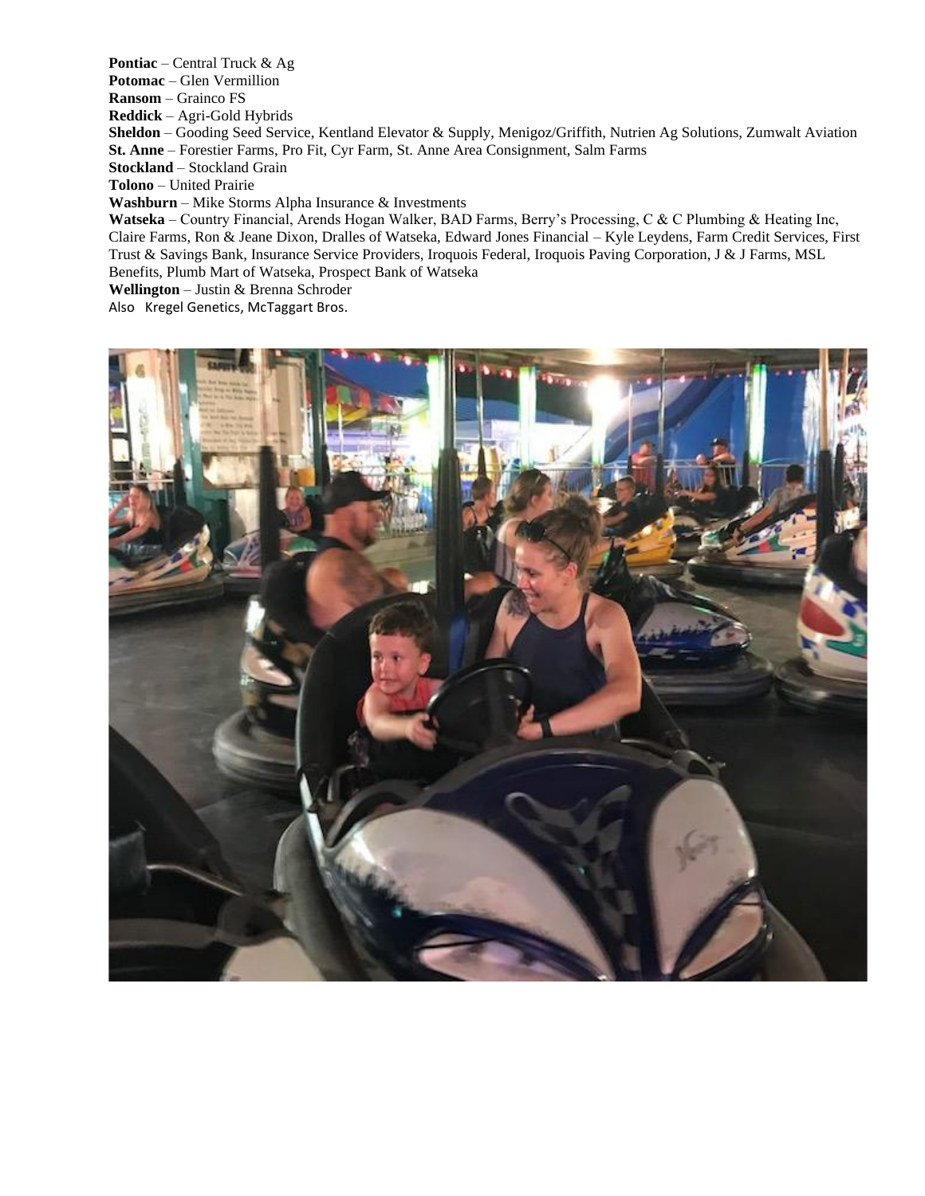**Pontiac** – Central Truck & Ag
**Potomac** – Glen Vermillion
**Ransom** – Grainco FS
**Reddick** – Agri-Gold Hybrids
**Sheldon** – Gooding Seed Service, Kentland Elevator & Supply, Menigoz/Griffith, Nutrien Ag Solutions, Zumwalt Aviation
**St. Anne** – Forestier Farms, Pro Fit, Cyr Farm, St. Anne Area Consignment, Salm Farms
**Stockland** – Stockland Grain
**Tolono** – United Prairie
**Washburn** – Mike Storms Alpha Insurance & Investments
**Watseka** – Country Financial, Arends Hogan Walker, BAD Farms, Berry's Processing, C & C Plumbing & Heating Inc, Claire Farms, Ron & Jeane Dixon, Dralles of Watseka, Edward Jones Financial – Kyle Leydens, Farm Credit Services, First Trust & Savings Bank, Insurance Service Providers, Iroquois Federal, Iroquois Paving Corporation, J & J Farms, MSL Benefits, Plumb Mart of Watseka, Prospect Bank of Watseka
**Wellington** – Justin & Brenna Schroder
Also Kregel Genetics, McTaggart Bros.